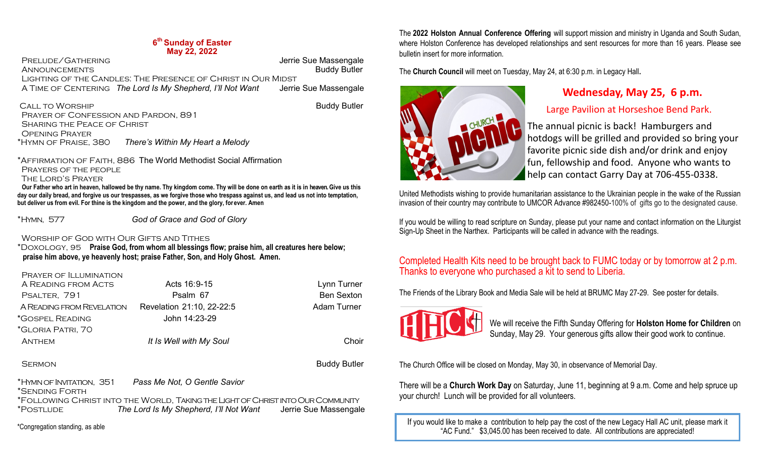## 6th Sunday of Easter
## May 22, 2022

PRELUDE/GATHERING — Jerrie Sue Massengale
ANNOUNCEMENTS — Buddy Butler
LIGHTING OF THE CANDLES: THE PRESENCE OF CHRIST IN OUR MIDST
A TIME OF CENTERING *The Lord Is My Shepherd, I'll Not Want* — Jerrie Sue Massengale

CALL TO WORSHIP — Buddy Butler
PRAYER OF CONFESSION AND PARDON, 891
SHARING THE PEACE OF CHRIST
OPENING PRAYER
*HYMN OF PRAISE, 380 *There's Within My Heart a Melody*

*AFFIRMATION OF FAITH, 886 The World Methodist Social Affirmation
PRAYERS OF THE PEOPLE
THE LORD'S PRAYER

**Our Father who art in heaven, hallowed be thy name. Thy kingdom come. Thy will be done on earth as it is in heaven. Give us this day our daily bread, and forgive us our trespasses, as we forgive those who trespass against us, and lead us not into temptation, but deliver us from evil. For thine is the kingdom and the power, and the glory, forever. Amen**

*HYMN, 577 *God of Grace and God of Glory*

WORSHIP OF GOD WITH OUR GIFTS AND TITHES
*DOXOLOGY, 95 **Praise God, from whom all blessings flow; praise him, all creatures here below; praise him above, ye heavenly host; praise Father, Son, and Holy Ghost. Amen.**

PRAYER OF ILLUMINATION
A READING FROM ACTS — Acts 16:9-15 — Lynn Turner
PSALTER, 791 — Psalm 67 — Ben Sexton
A READING FROM REVELATION — Revelation 21:10, 22-22:5 — Adam Turner
*GOSPEL READING — John 14:23-29
*GLORIA PATRI, 70
ANTHEM — *It Is Well with My Soul* — Choir

SERMON — Buddy Butler

*HYMN OF INVITATION, 351 *Pass Me Not, O Gentle Savior*
*SENDING FORTH
*FOLLOWING CHRIST INTO THE WORLD, TAKING THE LIGHT OF CHRIST INTO OUR COMMUNITY
*POSTLUDE *The Lord Is My Shepherd, I'll Not Want* — Jerrie Sue Massengale

*Congregation standing, as able

The **2022 Holston Annual Conference Offering** will support mission and ministry in Uganda and South Sudan, where Holston Conference has developed relationships and sent resources for more than 16 years. Please see bulletin insert for more information.

The **Church Council** will meet on Tuesday, May 24, at 6:30 p.m. in Legacy Hall**.**

CHURCH picnic

**Wednesday, May 25, 6 p.m.**

Large Pavilion at Horseshoe Bend Park.

The annual picnic is back! Hamburgers and hotdogs will be grilled and provided so bring your favorite picnic side dish and/or drink and enjoy fun, fellowship and food. Anyone who wants to help can contact Garry Day at 706-455-0338.

United Methodists wishing to provide humanitarian assistance to the Ukrainian people in the wake of the Russian invasion of their country may contribute to UMCOR Advance #982450-100% of gifts go to the designated cause.

If you would be willing to read scripture on Sunday, please put your name and contact information on the Liturgist Sign-Up Sheet in the Narthex. Participants will be called in advance with the readings.

Completed Health Kits need to be brought back to FUMC today or by tomorrow at 2 p.m. Thanks to everyone who purchased a kit to send to Liberia.

The Friends of the Library Book and Media Sale will be held at BRUMC May 27-29. See poster for details.

HHC

We will receive the Fifth Sunday Offering for **Holston Home for Children** on Sunday, May 29. Your generous gifts allow their good work to continue.

The Church Office will be closed on Monday, May 30, in observance of Memorial Day.

There will be a **Church Work Day** on Saturday, June 11, beginning at 9 a.m. Come and help spruce up your church! Lunch will be provided for all volunteers.

If you would like to make a contribution to help pay the cost of the new Legacy Hall AC unit, please mark it "AC Fund." $3,045.00 has been received to date. All contributions are appreciated!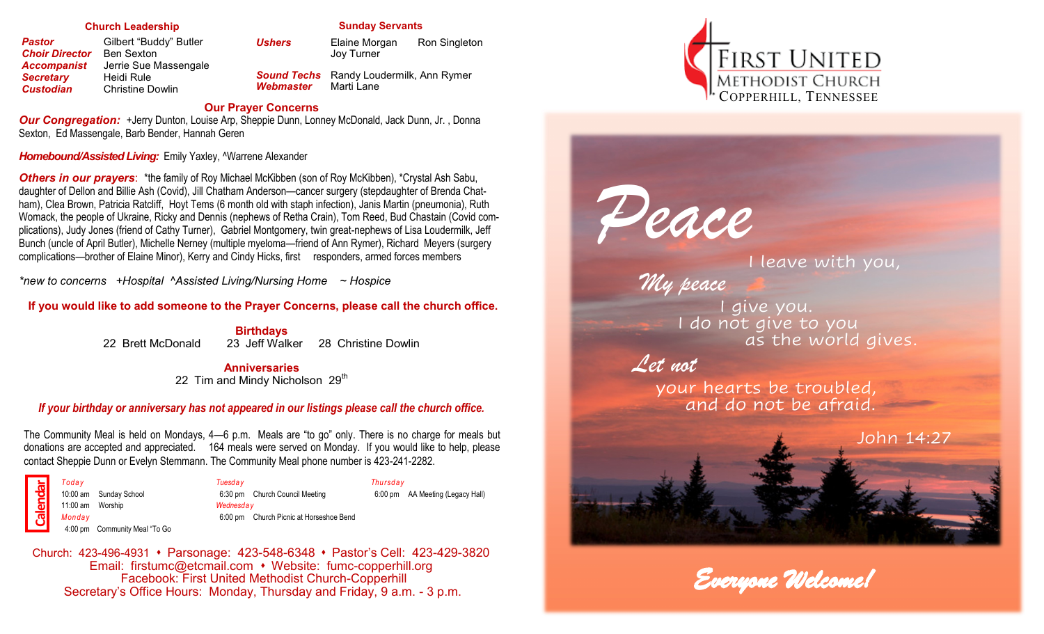## Church Leadership

| | |
|---|---|
| ***Pastor*** | Gilbert "Buddy" Butler |
| ***Choir Director*** | Ben Sexton |
| ***Accompanist*** | Jerrie Sue Massengale |
| ***Secretary*** | Heidi Rule |
| ***Custodian*** | Christine Dowlin |

## Sunday Servants

| | |
|---|---|
| ***Ushers*** | Elaine Morgan, Ron Singleton, Joy Turner |
| ***Sound Techs*** | Randy Loudermilk, Ann Rymer |
| ***Webmaster*** | Marti Lane |

## Our Prayer Concerns

***Our Congregation:*** +Jerry Dunton, Louise Arp, Sheppie Dunn, Lonney McDonald, Jack Dunn, Jr. , Donna Sexton, Ed Massengale, Barb Bender, Hannah Geren

***Homebound/Assisted Living:*** Emily Yaxley, ^Warrene Alexander

***Others in our prayers***: *the family of Roy Michael McKibben (son of Roy McKibben), *Crystal Ash Sabu, daughter of Dellon and Billie Ash (Covid), Jill Chatham Anderson—cancer surgery (stepdaughter of Brenda Chatham), Clea Brown, Patricia Ratcliff, Hoyt Tems (6 month old with staph infection), Janis Martin (pneumonia), Ruth Womack, the people of Ukraine, Ricky and Dennis (nephews of Retha Crain), Tom Reed, Bud Chastain (Covid complications), Judy Jones (friend of Cathy Turner), Gabriel Montgomery, twin great-nephews of Lisa Loudermilk, Jeff Bunch (uncle of April Butler), Michelle Nerney (multiple myeloma—friend of Ann Rymer), Richard Meyers (surgery complications—brother of Elaine Minor), Kerry and Cindy Hicks, first responders, armed forces members

*\*new to concerns +Hospital ^Assisted Living/Nursing Home ~ Hospice*

**If you would like to add someone to the Prayer Concerns, please call the church office.**

## Birthdays

22 Brett McDonald 23 Jeff Walker 28 Christine Dowlin

## Anniversaries

22 Tim and Mindy Nicholson 29th

***If your birthday or anniversary has not appeared in our listings please call the church office.***

The Community Meal is held on Mondays, 4—6 p.m. Meals are "to go" only. There is no charge for meals but donations are accepted and appreciated. 164 meals were served on Monday. If you would like to help, please contact Sheppie Dunn or Evelyn Stemmann. The Community Meal phone number is 423-241-2282.

## Calendar

*Today*
- 10:00 am Sunday School
- 11:00 am Worship

*Monday*
- 4:00 pm Community Meal "To Go

*Tuesday*
- 6:30 pm Church Council Meeting

*Wednesday*
- 6:00 pm Church Picnic at Horseshoe Bend

*Thursday*
- 6:00 pm AA Meeting (Legacy Hall)

Church: 423-496-4931 • Parsonage: 423-548-6348 • Pastor's Cell: 423-429-3820
Email: firstumc@etcmail.com • Website: fumc-copperhill.org
Facebook: First United Methodist Church-Copperhill
Secretary's Office Hours: Monday, Thursday and Friday, 9 a.m. - 3 p.m.

# First United Methodist Church
## Copperhill, Tennessee

*Peace* I leave with you,
*My peace* I give you.
I do not give to you as the world gives.
*Let not* your hearts be troubled, and do not be afraid.

John 14:27

***Everyone Welcome!***